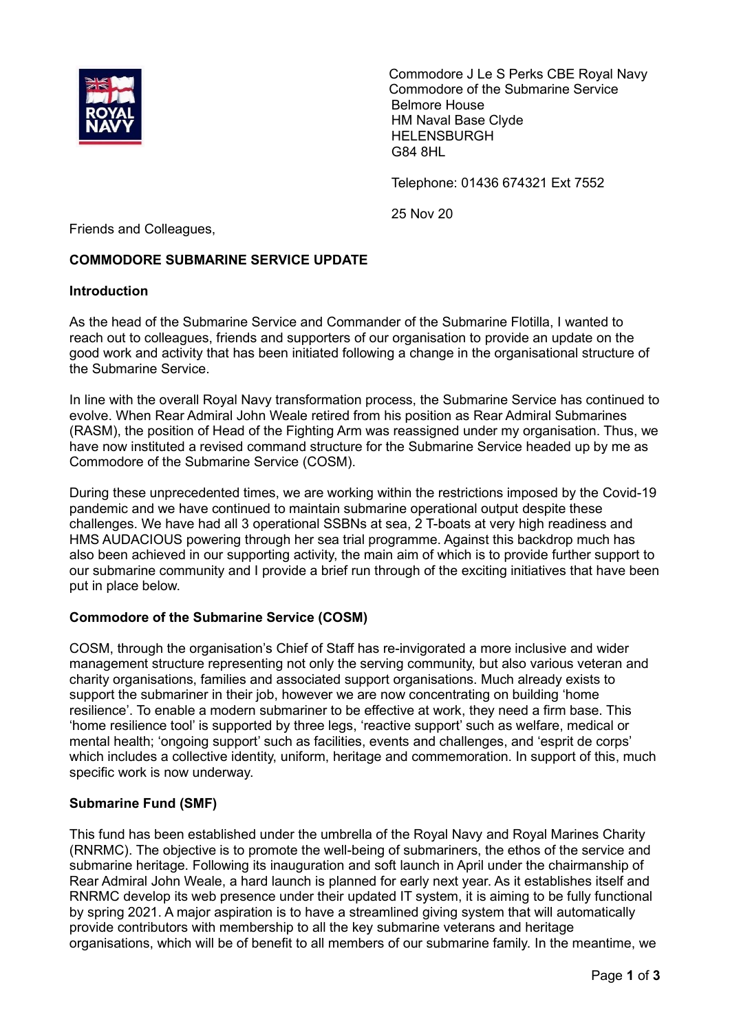Commodore J Le S Perks CBE Royal Navy
Commodore of the Submarine Service
Belmore House
HM Naval Base Clyde
HELENSBURGH
G84 8HL

Telephone: 01436 674321 Ext 7552

25 Nov 20

Friends and Colleagues,

**COMMODORE SUBMARINE SERVICE UPDATE**

**Introduction**

As the head of the Submarine Service and Commander of the Submarine Flotilla, I wanted to reach out to colleagues, friends and supporters of our organisation to provide an update on the good work and activity that has been initiated following a change in the organisational structure of the Submarine Service.

In line with the overall Royal Navy transformation process, the Submarine Service has continued to evolve. When Rear Admiral John Weale retired from his position as Rear Admiral Submarines (RASM), the position of Head of the Fighting Arm was reassigned under my organisation. Thus, we have now instituted a revised command structure for the Submarine Service headed up by me as Commodore of the Submarine Service (COSM).

During these unprecedented times, we are working within the restrictions imposed by the Covid-19 pandemic and we have continued to maintain submarine operational output despite these challenges. We have had all 3 operational SSBNs at sea, 2 T-boats at very high readiness and HMS AUDACIOUS powering through her sea trial programme. Against this backdrop much has also been achieved in our supporting activity, the main aim of which is to provide further support to our submarine community and I provide a brief run through of the exciting initiatives that have been put in place below.

**Commodore of the Submarine Service (COSM)**

COSM, through the organisation's Chief of Staff has re-invigorated a more inclusive and wider management structure representing not only the serving community, but also various veteran and charity organisations, families and associated support organisations. Much already exists to support the submariner in their job, however we are now concentrating on building 'home resilience'. To enable a modern submariner to be effective at work, they need a firm base. This 'home resilience tool' is supported by three legs, 'reactive support' such as welfare, medical or mental health; 'ongoing support' such as facilities, events and challenges, and 'esprit de corps' which includes a collective identity, uniform, heritage and commemoration. In support of this, much specific work is now underway.

**Submarine Fund (SMF)**

This fund has been established under the umbrella of the Royal Navy and Royal Marines Charity (RNRMC). The objective is to promote the well-being of submariners, the ethos of the service and submarine heritage. Following its inauguration and soft launch in April under the chairmanship of Rear Admiral John Weale, a hard launch is planned for early next year. As it establishes itself and RNRMC develop its web presence under their updated IT system, it is aiming to be fully functional by spring 2021. A major aspiration is to have a streamlined giving system that will automatically provide contributors with membership to all the key submarine veterans and heritage organisations, which will be of benefit to all members of our submarine family. In the meantime, we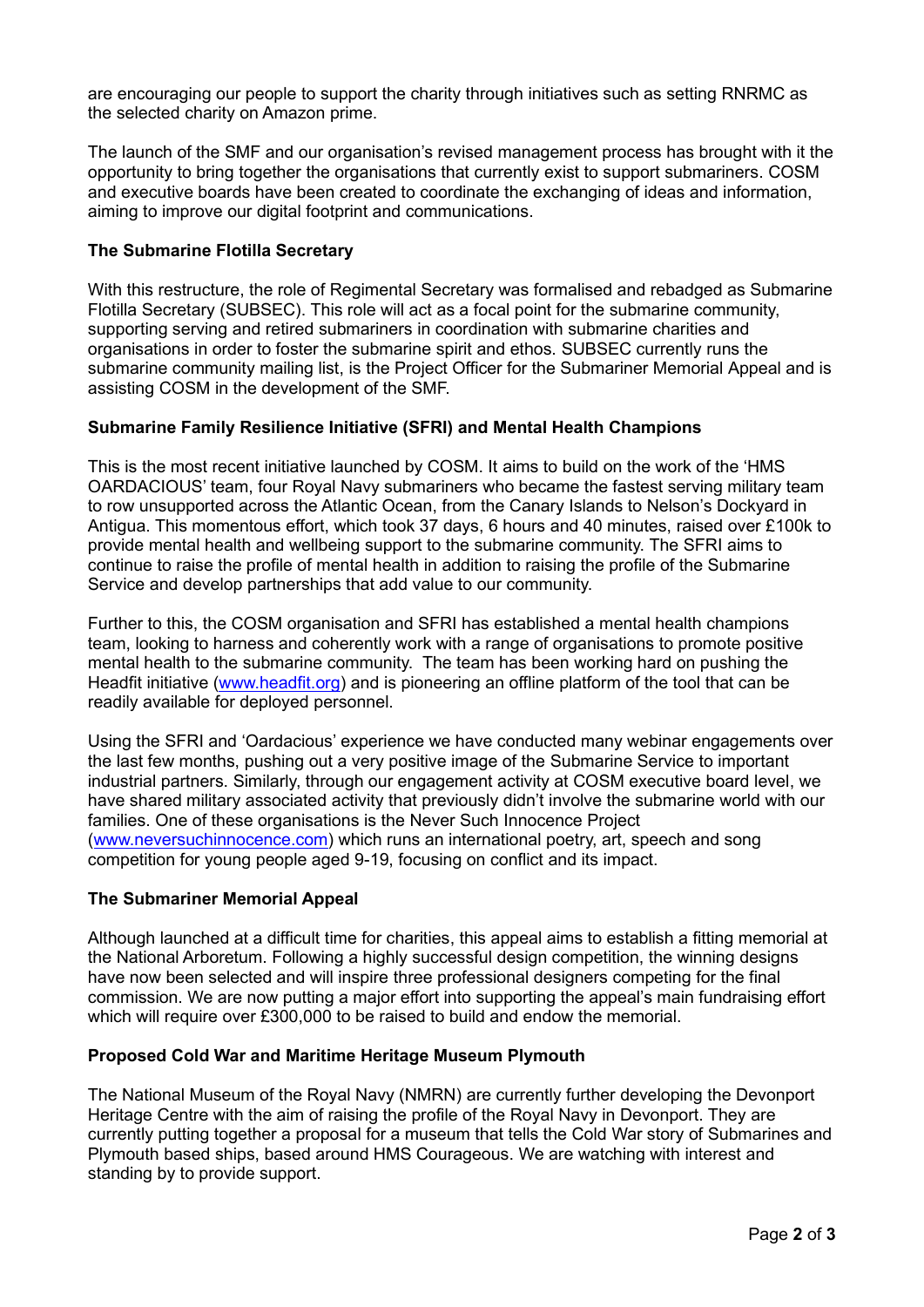are encouraging our people to support the charity through initiatives such as setting RNRMC as the selected charity on Amazon prime.

The launch of the SMF and our organisation's revised management process has brought with it the opportunity to bring together the organisations that currently exist to support submariners. COSM and executive boards have been created to coordinate the exchanging of ideas and information, aiming to improve our digital footprint and communications.

**The Submarine Flotilla Secretary**

With this restructure, the role of Regimental Secretary was formalised and rebadged as Submarine Flotilla Secretary (SUBSEC). This role will act as a focal point for the submarine community, supporting serving and retired submariners in coordination with submarine charities and organisations in order to foster the submarine spirit and ethos. SUBSEC currently runs the submarine community mailing list, is the Project Officer for the Submariner Memorial Appeal and is assisting COSM in the development of the SMF.

**Submarine Family Resilience Initiative (SFRI) and Mental Health Champions**

This is the most recent initiative launched by COSM. It aims to build on the work of the 'HMS OARDACIOUS' team, four Royal Navy submariners who became the fastest serving military team to row unsupported across the Atlantic Ocean, from the Canary Islands to Nelson's Dockyard in Antigua. This momentous effort, which took 37 days, 6 hours and 40 minutes, raised over £100k to provide mental health and wellbeing support to the submarine community. The SFRI aims to continue to raise the profile of mental health in addition to raising the profile of the Submarine Service and develop partnerships that add value to our community.

Further to this, the COSM organisation and SFRI has established a mental health champions team, looking to harness and coherently work with a range of organisations to promote positive mental health to the submarine community. The team has been working hard on pushing the Headfit initiative (www.headfit.org) and is pioneering an offline platform of the tool that can be readily available for deployed personnel.

Using the SFRI and 'Oardacious' experience we have conducted many webinar engagements over the last few months, pushing out a very positive image of the Submarine Service to important industrial partners. Similarly, through our engagement activity at COSM executive board level, we have shared military associated activity that previously didn't involve the submarine world with our families. One of these organisations is the Never Such Innocence Project (www.neversuchinnocence.com) which runs an international poetry, art, speech and song competition for young people aged 9-19, focusing on conflict and its impact.

**The Submariner Memorial Appeal**

Although launched at a difficult time for charities, this appeal aims to establish a fitting memorial at the National Arboretum. Following a highly successful design competition, the winning designs have now been selected and will inspire three professional designers competing for the final commission. We are now putting a major effort into supporting the appeal's main fundraising effort which will require over £300,000 to be raised to build and endow the memorial.

**Proposed Cold War and Maritime Heritage Museum Plymouth**

The National Museum of the Royal Navy (NMRN) are currently further developing the Devonport Heritage Centre with the aim of raising the profile of the Royal Navy in Devonport. They are currently putting together a proposal for a museum that tells the Cold War story of Submarines and Plymouth based ships, based around HMS Courageous. We are watching with interest and standing by to provide support.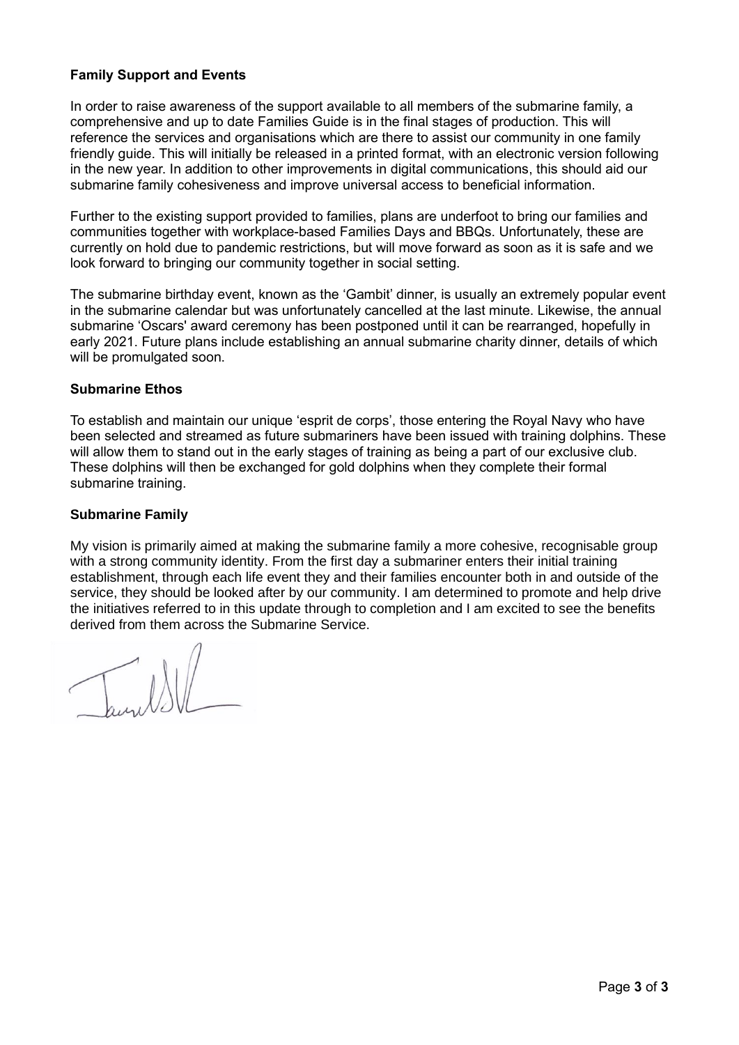**Family Support and Events**

In order to raise awareness of the support available to all members of the submarine family, a comprehensive and up to date Families Guide is in the final stages of production. This will reference the services and organisations which are there to assist our community in one family friendly guide. This will initially be released in a printed format, with an electronic version following in the new year. In addition to other improvements in digital communications, this should aid our submarine family cohesiveness and improve universal access to beneficial information.

Further to the existing support provided to families, plans are underfoot to bring our families and communities together with workplace-based Families Days and BBQs. Unfortunately, these are currently on hold due to pandemic restrictions, but will move forward as soon as it is safe and we look forward to bringing our community together in social setting.

The submarine birthday event, known as the 'Gambit' dinner, is usually an extremely popular event in the submarine calendar but was unfortunately cancelled at the last minute. Likewise, the annual submarine 'Oscars' award ceremony has been postponed until it can be rearranged, hopefully in early 2021. Future plans include establishing an annual submarine charity dinner, details of which will be promulgated soon.

**Submarine Ethos**

To establish and maintain our unique 'esprit de corps', those entering the Royal Navy who have been selected and streamed as future submariners have been issued with training dolphins. These will allow them to stand out in the early stages of training as being a part of our exclusive club. These dolphins will then be exchanged for gold dolphins when they complete their formal submarine training.

**Submarine Family**

My vision is primarily aimed at making the submarine family a more cohesive, recognisable group with a strong community identity. From the first day a submariner enters their initial training establishment, through each life event they and their families encounter both in and outside of the service, they should be looked after by our community. I am determined to promote and help drive the initiatives referred to in this update through to completion and I am excited to see the benefits derived from them across the Submarine Service.